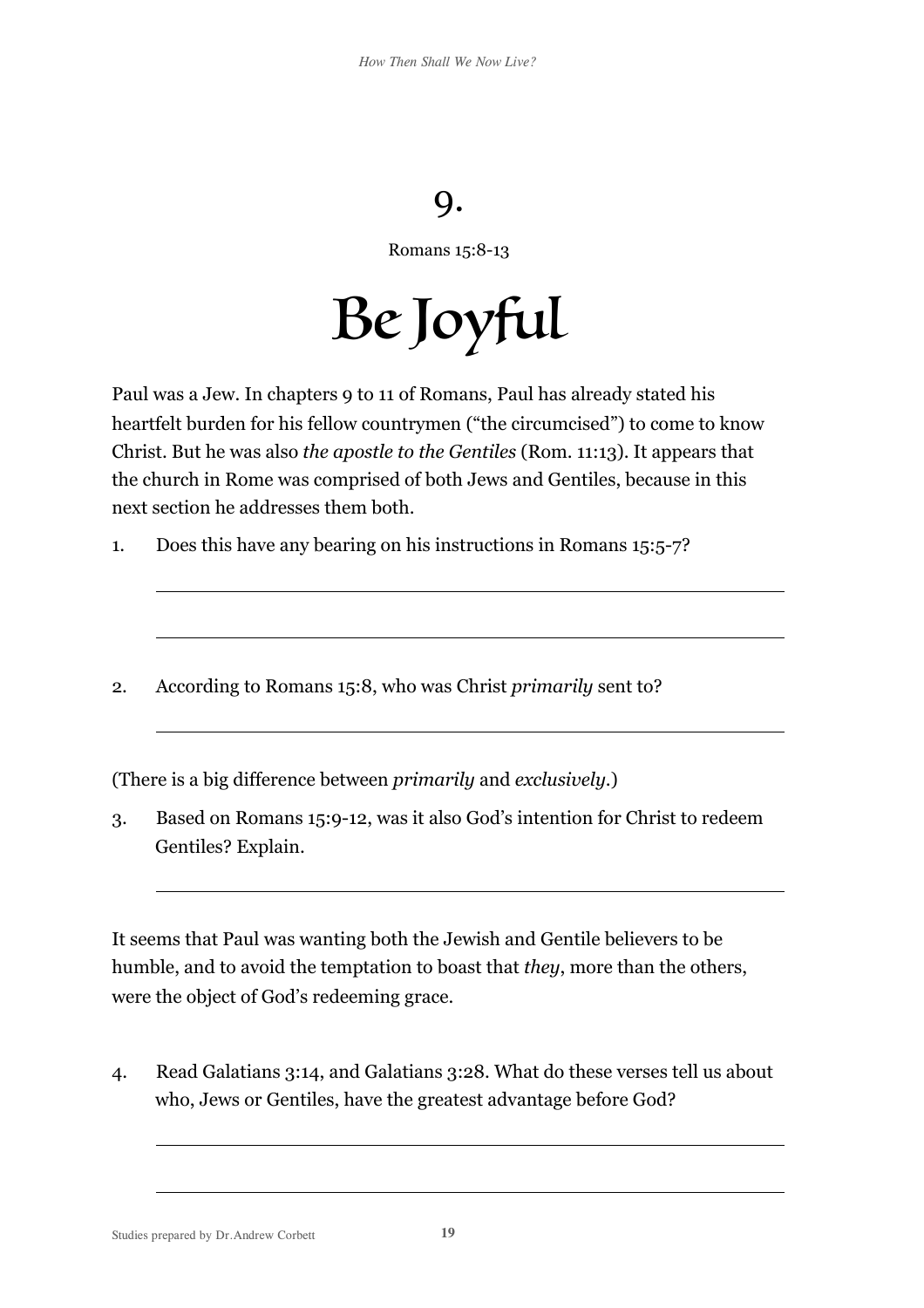# 9.

Romans 15:8-13

# Be Joyful

Paul was a Jew. In chapters 9 to 11 of Romans, Paul has already stated his heartfelt burden for his fellow countrymen ("the circumcised") to come to know Christ. But he was also *the apostle to the Gentiles* (Rom. 11:13). It appears that the church in Rome was comprised of both Jews and Gentiles, because in this next section he addresses them both.

1. Does this have any bearing on his instructions in Romans 15:5-7?

\_\_\_\_\_\_\_\_\_\_\_\_\_\_\_\_\_\_\_\_\_\_\_\_\_\_\_\_\_\_\_\_\_\_\_\_\_\_\_\_\_\_\_\_\_\_\_\_\_\_\_\_

\_\_\_\_\_\_\_\_\_\_\_\_\_\_\_\_\_\_\_\_\_\_\_\_\_\_\_\_\_\_\_\_\_\_\_\_\_\_\_\_\_\_\_\_\_\_\_\_\_\_\_\_

2. According to Romans 15:8, who was Christ *primarily* sent to?

\_\_\_\_\_\_\_\_\_\_\_\_\_\_\_\_\_\_\_\_\_\_\_\_\_\_\_\_\_\_\_\_\_\_\_\_\_\_\_\_\_\_\_\_\_\_\_\_\_\_\_\_

(There is a big difference between *primarily* and *exclusively*.)

3. Based on Romans 15:9-12, was it also God's intention for Christ to redeem Gentiles? Explain.

\_\_\_\_\_\_\_\_\_\_\_\_\_\_\_\_\_\_\_\_\_\_\_\_\_\_\_\_\_\_\_\_\_\_\_\_\_\_\_\_\_\_\_\_\_\_\_\_\_\_\_\_

It seems that Paul was wanting both the Jewish and Gentile believers to be humble, and to avoid the temptation to boast that *they*, more than the others, were the object of God's redeeming grace.

4. Read Galatians 3:14, and Galatians 3:28. What do these verses tell us about who, Jews or Gentiles, have the greatest advantage before God?

\_\_\_\_\_\_\_\_\_\_\_\_\_\_\_\_\_\_\_\_\_\_\_\_\_\_\_\_\_\_\_\_\_\_\_\_\_\_\_\_\_\_\_\_\_\_\_\_\_\_\_\_

\_\_\_\_\_\_\_\_\_\_\_\_\_\_\_\_\_\_\_\_\_\_\_\_\_\_\_\_\_\_\_\_\_\_\_\_\_\_\_\_\_\_\_\_\_\_\_\_\_\_\_\_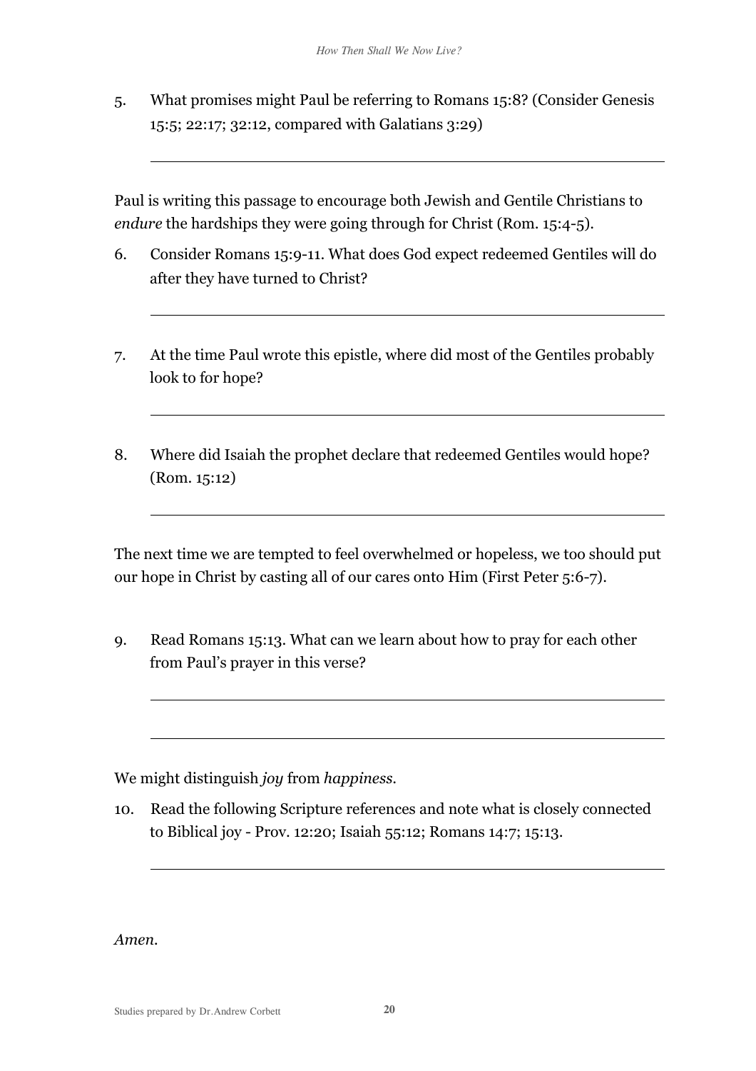5. What promises might Paul be referring to Romans 15:8? (Consider Genesis 15:5; 22:17; 32:12, compared with Galatians 3:29)

Paul is writing this passage to encourage both Jewish and Gentile Christians to *endure* the hardships they were going through for Christ (Rom. 15:4-5).

6. Consider Romans 15:9-11. What does God expect redeemed Gentiles will do after they have turned to Christ?

7. At the time Paul wrote this epistle, where did most of the Gentiles probably look to for hope?

8. Where did Isaiah the prophet declare that redeemed Gentiles would hope? (Rom. 15:12)

The next time we are tempted to feel overwhelmed or hopeless, we too should put our hope in Christ by casting all of our cares onto Him (First Peter 5:6-7).

9. Read Romans 15:13. What can we learn about how to pray for each other from Paul's prayer in this verse?

We might distinguish *joy* from *happiness*.

10. Read the following Scripture references and note what is closely connected to Biblical joy - Prov. 12:20; Isaiah 55:12; Romans 14:7; 15:13.

*Amen.*